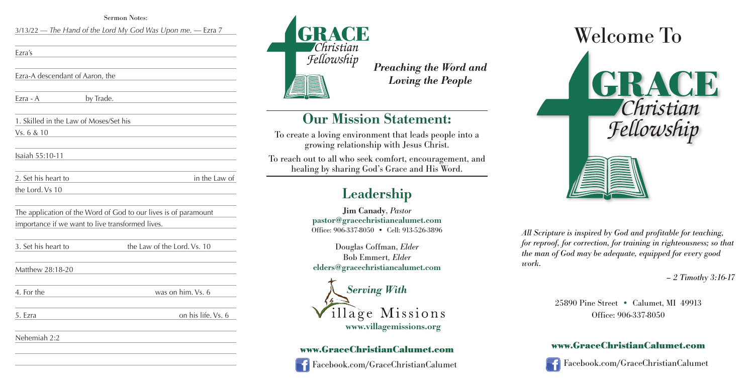Sermon Notes:

3/13/22 — *The Hand of the Lord My God Was Upon me.* — Ezra 7

Ezra's

Ezra-A descendant of Aaron, the

Ezra - A by Trade.

1. Skilled in the Law of Moses/Set his

Vs. 6 & 10

Isaiah 55:10-11

2. Set his heart to in the Law of the Lord. Vs 10

The application of the Word of God to our lives is of paramount importance if we want to live transformed lives.

3. Set his heart to the Law of the Lord. Vs. 10

Matthew 28:18-20

4. For the was on him. Vs. 6

5. Ezra on his life. Vs. 6

Nehemiah 2:2

GRACE *Christian Fellowship*

***Preaching the Word and Loving the People***

## Our Mission Statement:

To create a loving environment that leads people into a growing relationship with Jesus Christ.

To reach out to all who seek comfort, encouragement, and healing by sharing God's Grace and His Word.

## Leadership

**Jim Canady**, *Pastor*
**pastor@gracechristiancalumet.com**
Office: 906-337-8050 • Cell: 913-526-3896

Douglas Coffman, *Elder*
Bob Emmert, *Elder*
**elders@gracechristiancalumet.com**

***Serving With***
Village Missions
**www.villagemissions.org**

**www.GraceChristianCalumet.com**

Facebook.com/GraceChristianCalumet

# Welcome To

GRACE *Christian Fellowship*

*All Scripture is inspired by God and profitable for teaching, for reproof, for correction, for training in righteousness; so that the man of God may be adequate, equipped for every good work.*

*– 2 Timothy 3:16-17*

25890 Pine Street • Calumet, MI 49913
Office: 906-337-8050

**www.GraceChristianCalumet.com**

Facebook.com/GraceChristianCalumet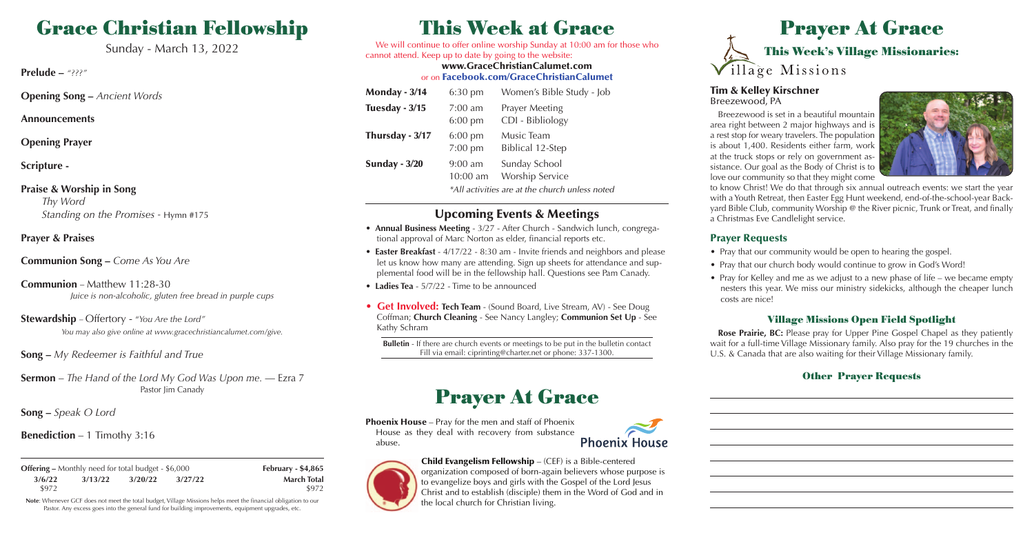# Grace Christian Fellowship

Sunday - March 13, 2022

**Prelude –** *"???"*

**Opening Song –** *Ancient Words*

**Announcements**

**Opening Prayer**

**Scripture -**

**Praise & Worship in Song**

*Thy Word*

*Standing on the Promises* - Hymn #175

**Prayer & Praises**

**Communion Song –** *Come As You Are*

**Communion** – Matthew 11:28-30

*Juice is non-alcoholic, gluten free bread in purple cups*

**Stewardship** – Offertory - *"You Are the Lord"*

*You may also give online at www.gracechristiancalumet.com/give.*

**Song –** *My Redeemer is Faithful and True*

**Sermon** – *The Hand of the Lord My God Was Upon me.* — Ezra 7

Pastor Jim Canady

**Song –** *Speak O Lord*

**Benediction** – 1 Timothy 3:16

| **Offering –** Monthly need for total budget - $6,000 | | | | **February - $4,865** |
|---|---|---|---|---|
| **3/6/22** | **3/13/22** | **3/20/22** | **3/27/22** | **March Total** |
| $972 | | | | $972 |

**Note**: Whenever GCF does not meet the total budget, Village Missions helps meet the financial obligation to our Pastor. Any excess goes into the general fund for building improvements, equipment upgrades, etc.

# This Week at Grace

We will continue to offer online worship Sunday at 10:00 am for those who cannot attend. Keep up to date by going to the website:

**www.GraceChristianCalumet.com**

or on **Facebook.com/GraceChristianCalumet**

| | | |
|---|---|---|
| **Monday - 3/14** | 6:30 pm | Women's Bible Study - Job |
| **Tuesday - 3/15** | 7:00 am | Prayer Meeting |
| | 6:00 pm | CDI - Bibliology |
| **Thursday - 3/17** | 6:00 pm | Music Team |
| | 7:00 pm | Biblical 12-Step |
| **Sunday - 3/20** | 9:00 am | Sunday School |
| | 10:00 am | Worship Service |

*\*All activities are at the church unless noted*

## Upcoming Events & Meetings

- **Annual Business Meeting** - 3/27 - After Church - Sandwich lunch, congregational approval of Marc Norton as elder, financial reports etc.
- **Easter Breakfast** - 4/17/22 - 8:30 am - Invite friends and neighbors and please let us know how many are attending. Sign up sheets for attendance and supplemental food will be in the fellowship hall. Questions see Pam Canady.
- **Ladies Tea** - 5/7/22 - Time to be announced
- **Get Involved: Tech Team** - (Sound Board, Live Stream, AV) - See Doug Coffman; **Church Cleaning** - See Nancy Langley; **Communion Set Up** - See Kathy Schram

**Bulletin** - If there are church events or meetings to be put in the bulletin contact Fill via email: ciprinting@charter.net or phone: 337-1300.

# Prayer At Grace

**Phoenix House** – Pray for the men and staff of Phoenix House as they deal with recovery from substance abuse.

**Child Evangelism Fellowship** – (CEF) is a Bible-centered organization composed of born-again believers whose purpose is to evangelize boys and girls with the Gospel of the Lord Jesus Christ and to establish (disciple) them in the Word of God and in the local church for Christian living.

# Prayer At Grace

## This Week's Village Missionaries:

Village Missions

### Tim & Kelley Kirschner

Breezewood, PA

Breezewood is set in a beautiful mountain area right between 2 major highways and is a rest stop for weary travelers. The population is about 1,400. Residents either farm, work at the truck stops or rely on government assistance. Our goal as the Body of Christ is to love our community so that they might come to know Christ! We do that through six annual outreach events: we start the year with a Youth Retreat, then Easter Egg Hunt weekend, end-of-the-school-year Backyard Bible Club, community Worship @ the River picnic, Trunk or Treat, and finally a Christmas Eve Candlelight service.

### Prayer Requests

- Pray that our community would be open to hearing the gospel.
- Pray that our church body would continue to grow in God's Word!
- Pray for Kelley and me as we adjust to a new phase of life – we became empty nesters this year. We miss our ministry sidekicks, although the cheaper lunch costs are nice!

### Village Missions Open Field Spotlight

**Rose Prairie, BC:** Please pray for Upper Pine Gospel Chapel as they patiently wait for a full-time Village Missionary family. Also pray for the 19 churches in the U.S. & Canada that are also waiting for their Village Missionary family.

### Other Prayer Requests